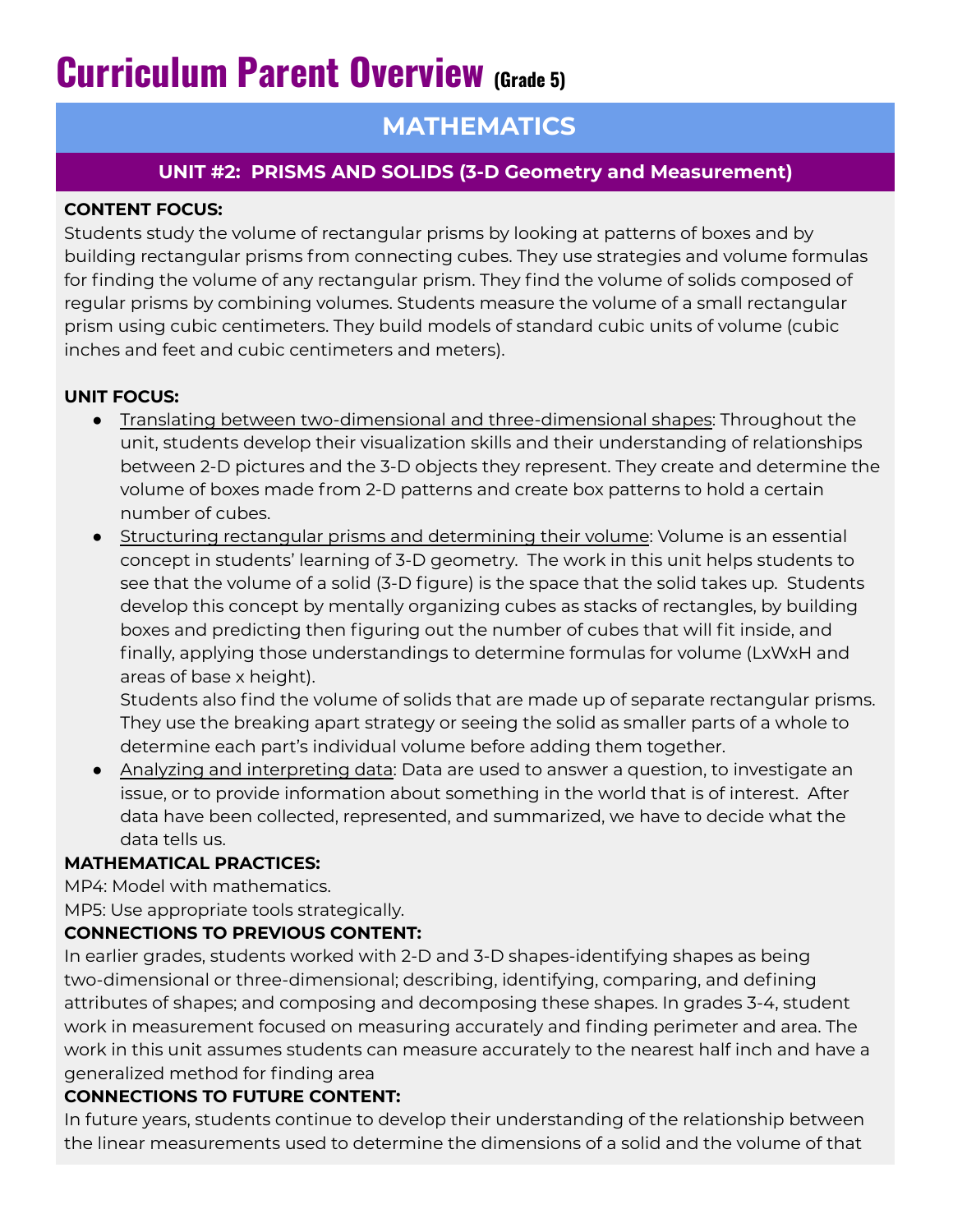# Curriculum Parent Overview (Grade 5)

## MATHEMATICS

### UNIT #2: PRISMS AND SOLIDS (3-D Geometry and Measurement)

**CONTENT FOCUS:**
Students study the volume of rectangular prisms by looking at patterns of boxes and by building rectangular prisms from connecting cubes. They use strategies and volume formulas for finding the volume of any rectangular prism. They find the volume of solids composed of regular prisms by combining volumes. Students measure the volume of a small rectangular prism using cubic centimeters. They build models of standard cubic units of volume (cubic inches and feet and cubic centimeters and meters).

**UNIT FOCUS:**

- Translating between two-dimensional and three-dimensional shapes: Throughout the unit, students develop their visualization skills and their understanding of relationships between 2-D pictures and the 3-D objects they represent. They create and determine the volume of boxes made from 2-D patterns and create box patterns to hold a certain number of cubes.
- Structuring rectangular prisms and determining their volume: Volume is an essential concept in students' learning of 3-D geometry. The work in this unit helps students to see that the volume of a solid (3-D figure) is the space that the solid takes up. Students develop this concept by mentally organizing cubes as stacks of rectangles, by building boxes and predicting then figuring out the number of cubes that will fit inside, and finally, applying those understandings to determine formulas for volume (LxWxH and areas of base x height).
  Students also find the volume of solids that are made up of separate rectangular prisms. They use the breaking apart strategy or seeing the solid as smaller parts of a whole to determine each part's individual volume before adding them together.
- Analyzing and interpreting data: Data are used to answer a question, to investigate an issue, or to provide information about something in the world that is of interest. After data have been collected, represented, and summarized, we have to decide what the data tells us.

**MATHEMATICAL PRACTICES:**
MP4: Model with mathematics.
MP5: Use appropriate tools strategically.

**CONNECTIONS TO PREVIOUS CONTENT:**
In earlier grades, students worked with 2-D and 3-D shapes-identifying shapes as being two-dimensional or three-dimensional; describing, identifying, comparing, and defining attributes of shapes; and composing and decomposing these shapes. In grades 3-4, student work in measurement focused on measuring accurately and finding perimeter and area. The work in this unit assumes students can measure accurately to the nearest half inch and have a generalized method for finding area

**CONNECTIONS TO FUTURE CONTENT:**
In future years, students continue to develop their understanding of the relationship between the linear measurements used to determine the dimensions of a solid and the volume of that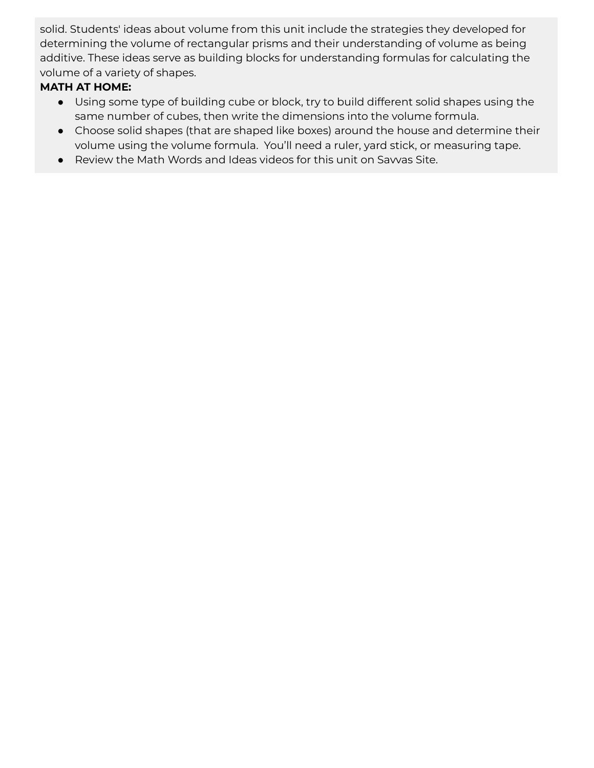solid. Students' ideas about volume from this unit include the strategies they developed for determining the volume of rectangular prisms and their understanding of volume as being additive. These ideas serve as building blocks for understanding formulas for calculating the volume of a variety of shapes.

**MATH AT HOME:**

- Using some type of building cube or block, try to build different solid shapes using the same number of cubes, then write the dimensions into the volume formula.
- Choose solid shapes (that are shaped like boxes) around the house and determine their volume using the volume formula. You'll need a ruler, yard stick, or measuring tape.
- Review the Math Words and Ideas videos for this unit on Savvas Site.